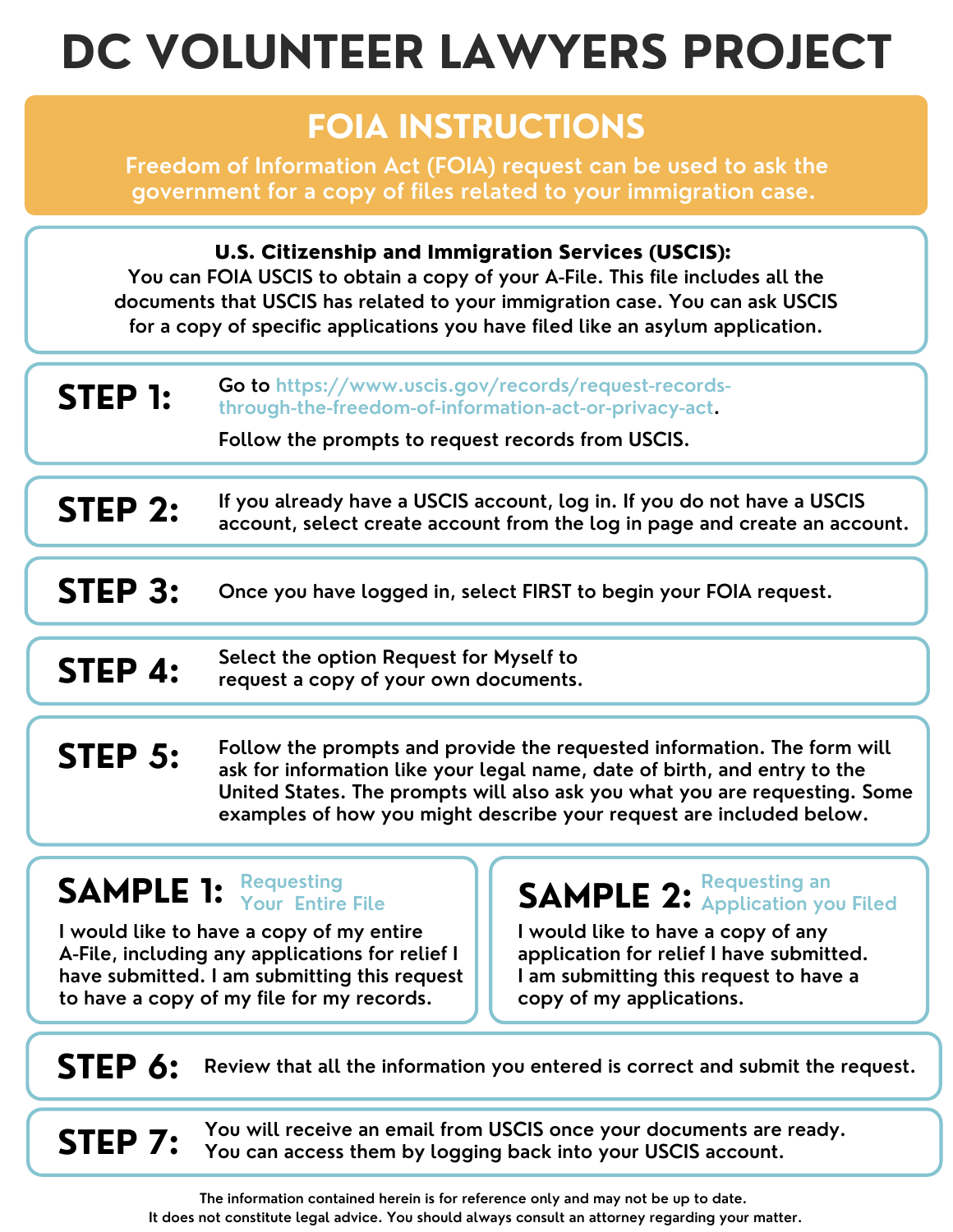# DC VOLUNTEER LAWYERS PROJECT

## FOIA INSTRUCTIONS

Freedom of Information Act (FOIA) request can be used to ask the government for a copy of files related to your immigration case.

**U.S. Citizenship and Immigration Services (USCIS):**
You can FOIA USCIS to obtain a copy of your A-File. This file includes all the documents that USCIS has related to your immigration case. You can ask USCIS for a copy of specific applications you have filed like an asylum application.

**STEP 1:** Go to https://www.uscis.gov/records/request-records-through-the-freedom-of-information-act-or-privacy-act.

Follow the prompts to request records from USCIS.

**STEP 2:** If you already have a USCIS account, log in. If you do not have a USCIS account, select create account from the log in page and create an account.

**STEP 3:** Once you have logged in, select FIRST to begin your FOIA request.

**STEP 4:** Select the option Request for Myself to request a copy of your own documents.

**STEP 5:** Follow the prompts and provide the requested information. The form will ask for information like your legal name, date of birth, and entry to the United States. The prompts will also ask you what you are requesting. Some examples of how you might describe your request are included below.

**SAMPLE 1:** Requesting Your Entire File

I would like to have a copy of my entire A-File, including any applications for relief I have submitted. I am submitting this request to have a copy of my file for my records.

**SAMPLE 2:** Requesting an Application you Filed

I would like to have a copy of any application for relief I have submitted. I am submitting this request to have a copy of my applications.

**STEP 6:** Review that all the information you entered is correct and submit the request.

**STEP 7:** You will receive an email from USCIS once your documents are ready. You can access them by logging back into your USCIS account.

The information contained herein is for reference only and may not be up to date. It does not constitute legal advice. You should always consult an attorney regarding your matter.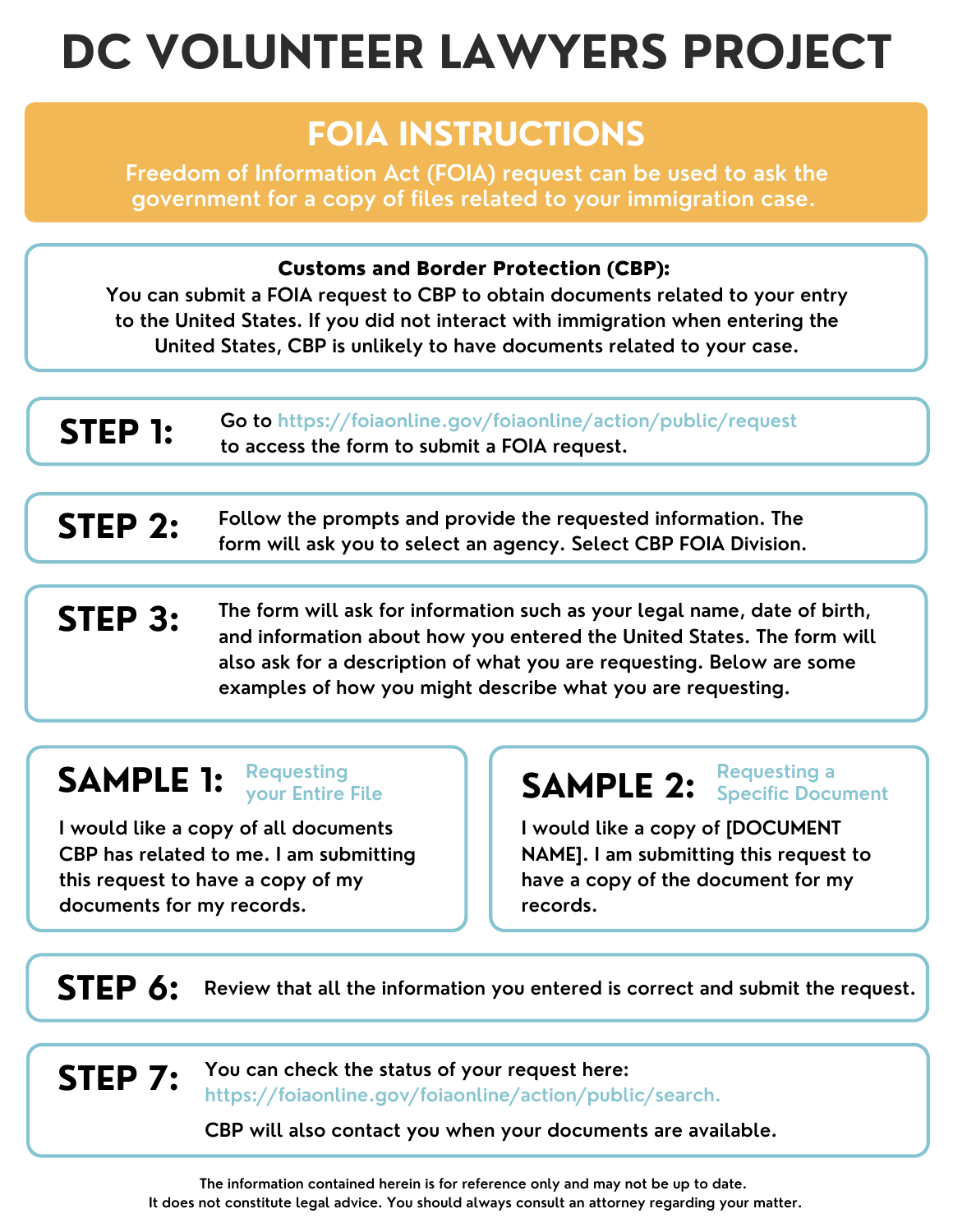# DC VOLUNTEER LAWYERS PROJECT

## FOIA INSTRUCTIONS

Freedom of Information Act (FOIA) request can be used to ask the government for a copy of files related to your immigration case.

**Customs and Border Protection (CBP):**
You can submit a FOIA request to CBP to obtain documents related to your entry to the United States. If you did not interact with immigration when entering the United States, CBP is unlikely to have documents related to your case.

**STEP 1:** Go to https://foiaonline.gov/foiaonline/action/public/request to access the form to submit a FOIA request.

**STEP 2:** Follow the prompts and provide the requested information. The form will ask you to select an agency. Select CBP FOIA Division.

**STEP 3:** The form will ask for information such as your legal name, date of birth, and information about how you entered the United States. The form will also ask for a description of what you are requesting. Below are some examples of how you might describe what you are requesting.

**SAMPLE 1:** Requesting your Entire File

I would like a copy of all documents CBP has related to me. I am submitting this request to have a copy of my documents for my records.

**SAMPLE 2:** Requesting a Specific Document

I would like a copy of [DOCUMENT NAME]. I am submitting this request to have a copy of the document for my records.

**STEP 6:** Review that all the information you entered is correct and submit the request.

**STEP 7:** You can check the status of your request here: https://foiaonline.gov/foiaonline/action/public/search.

CBP will also contact you when your documents are available.

The information contained herein is for reference only and may not be up to date.
It does not constitute legal advice. You should always consult an attorney regarding your matter.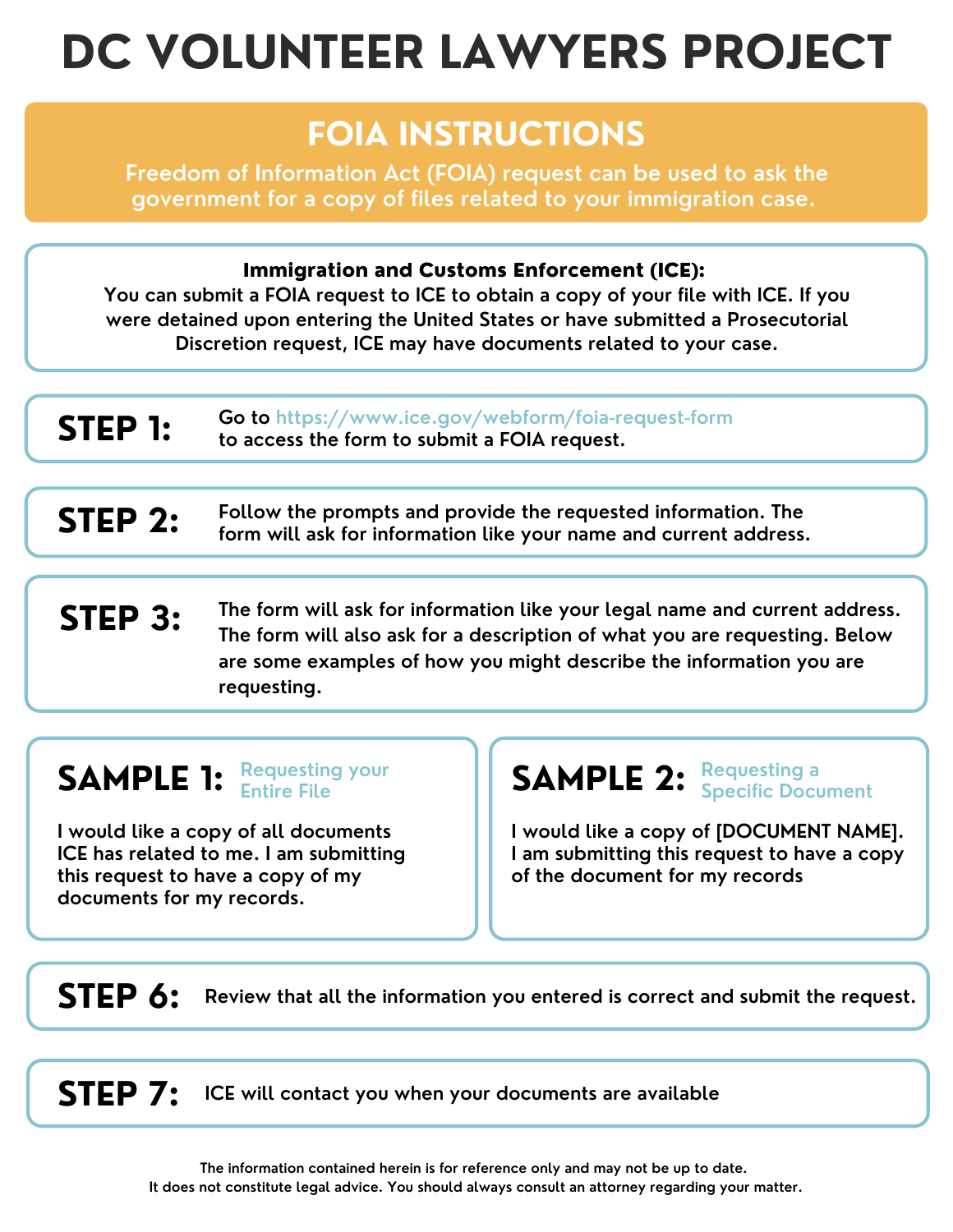# DC VOLUNTEER LAWYERS PROJECT

## FOIA INSTRUCTIONS

Freedom of Information Act (FOIA) request can be used to ask the government for a copy of files related to your immigration case.

**Immigration and Customs Enforcement (ICE):**
You can submit a FOIA request to ICE to obtain a copy of your file with ICE. If you were detained upon entering the United States or have submitted a Prosecutorial Discretion request, ICE may have documents related to your case.

**STEP 1:** Go to https://www.ice.gov/webform/foia-request-form to access the form to submit a FOIA request.

**STEP 2:** Follow the prompts and provide the requested information. The form will ask for information like your name and current address.

**STEP 3:** The form will ask for information like your legal name and current address. The form will also ask for a description of what you are requesting. Below are some examples of how you might describe the information you are requesting.

**SAMPLE 1:** Requesting your Entire File

I would like a copy of all documents ICE has related to me. I am submitting this request to have a copy of my documents for my records.

**SAMPLE 2:** Requesting a Specific Document

I would like a copy of [DOCUMENT NAME]. I am submitting this request to have a copy of the document for my records

**STEP 6:** Review that all the information you entered is correct and submit the request.

**STEP 7:** ICE will contact you when your documents are available

The information contained herein is for reference only and may not be up to date.
It does not constitute legal advice. You should always consult an attorney regarding your matter.